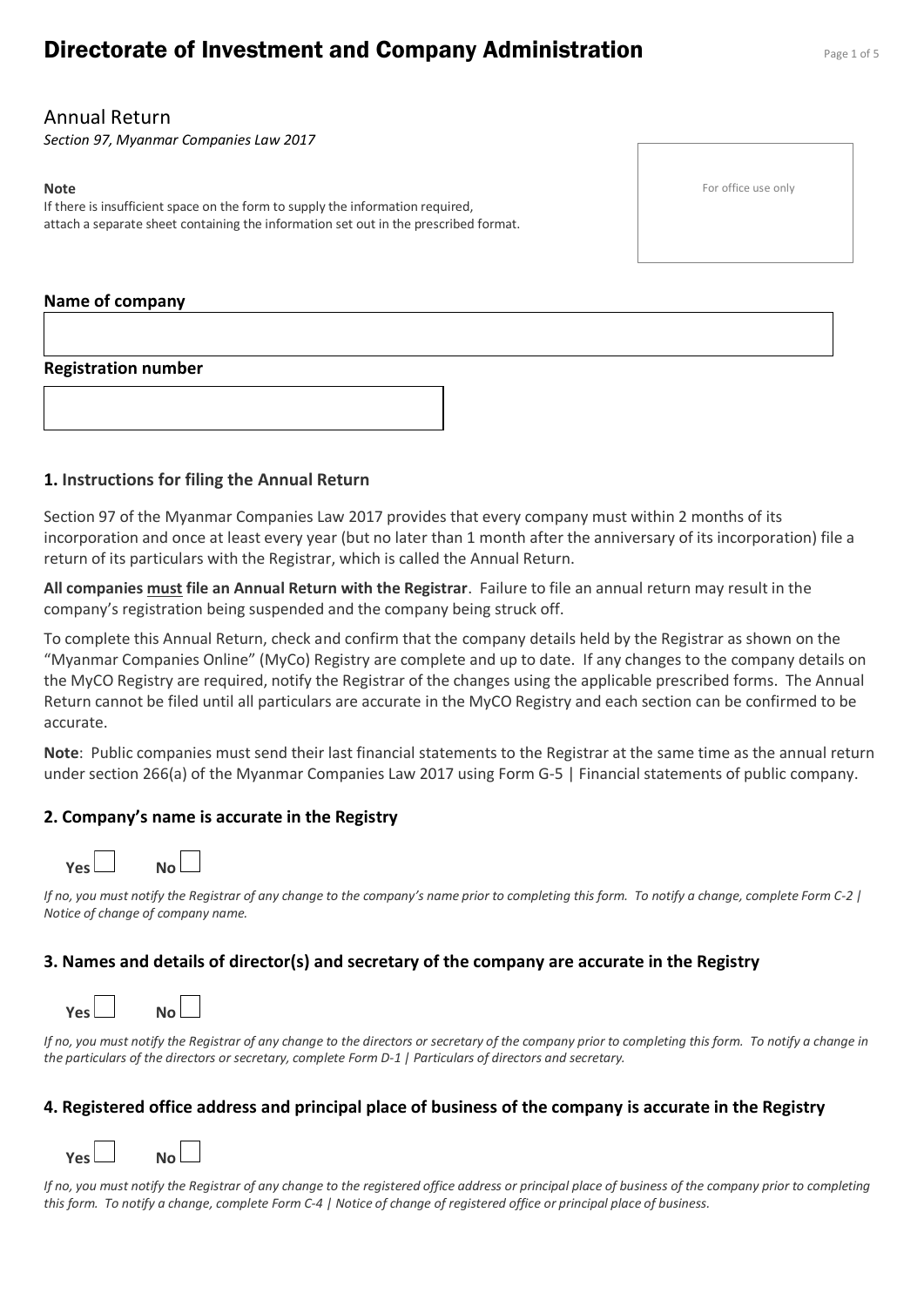# Directorate of Investment and Company Administration

## Annual Return

*Section 97, Myanmar Companies Law 2017*

**Note**
If there is insufficient space on the form to supply the information required, attach a separate sheet containing the information set out in the prescribed format.

For office use only

**Name of company**

**Registration number**

### 1. Instructions for filing the Annual Return

Section 97 of the Myanmar Companies Law 2017 provides that every company must within 2 months of its incorporation and once at least every year (but no later than 1 month after the anniversary of its incorporation) file a return of its particulars with the Registrar, which is called the Annual Return.

**All companies must file an Annual Return with the Registrar**. Failure to file an annual return may result in the company's registration being suspended and the company being struck off.

To complete this Annual Return, check and confirm that the company details held by the Registrar as shown on the "Myanmar Companies Online" (MyCo) Registry are complete and up to date. If any changes to the company details on the MyCO Registry are required, notify the Registrar of the changes using the applicable prescribed forms. The Annual Return cannot be filed until all particulars are accurate in the MyCO Registry and each section can be confirmed to be accurate.

**Note**: Public companies must send their last financial statements to the Registrar at the same time as the annual return under section 266(a) of the Myanmar Companies Law 2017 using Form G-5 | Financial statements of public company.

### 2. Company's name is accurate in the Registry

**Yes** ☐ **No** ☐

*If no, you must notify the Registrar of any change to the company's name prior to completing this form. To notify a change, complete Form C-2 | Notice of change of company name.*

### 3. Names and details of director(s) and secretary of the company are accurate in the Registry

**Yes** ☐ **No** ☐

*If no, you must notify the Registrar of any change to the directors or secretary of the company prior to completing this form. To notify a change in the particulars of the directors or secretary, complete Form D-1 | Particulars of directors and secretary.*

### 4. Registered office address and principal place of business of the company is accurate in the Registry

**Yes** ☐ **No** ☐

*If no, you must notify the Registrar of any change to the registered office address or principal place of business of the company prior to completing this form. To notify a change, complete Form C-4 | Notice of change of registered office or principal place of business.*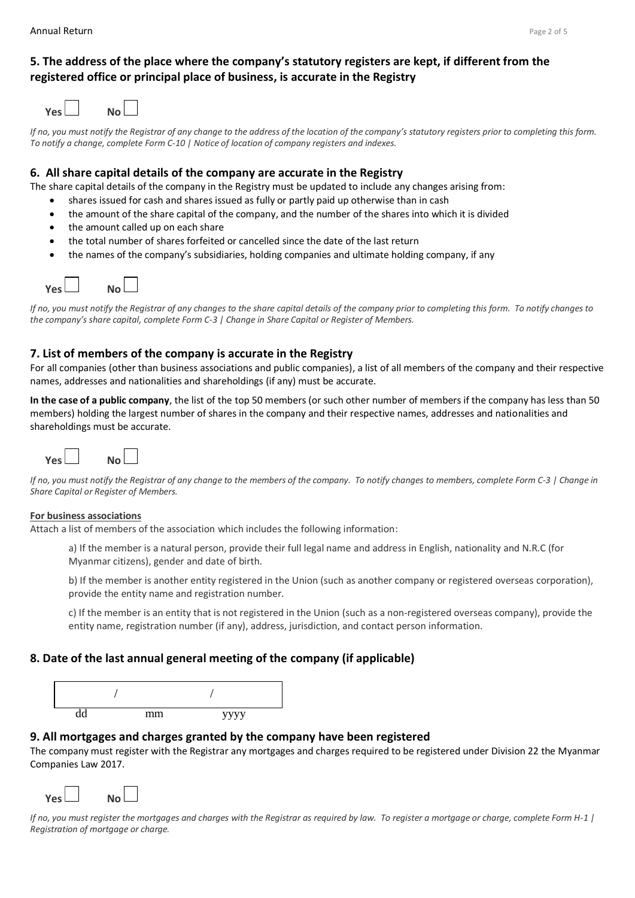## 5. The address of the place where the company's statutory registers are kept, if different from the registered office or principal place of business, is accurate in the Registry

**Yes** ☐ **No** ☐

*If no, you must notify the Registrar of any change to the address of the location of the company's statutory registers prior to completing this form. To notify a change, complete Form C-10 | Notice of location of company registers and indexes.*

## 6. All share capital details of the company are accurate in the Registry

The share capital details of the company in the Registry must be updated to include any changes arising from:

- shares issued for cash and shares issued as fully or partly paid up otherwise than in cash
- the amount of the share capital of the company, and the number of the shares into which it is divided
- the amount called up on each share
- the total number of shares forfeited or cancelled since the date of the last return
- the names of the company's subsidiaries, holding companies and ultimate holding company, if any

**Yes** ☐ **No** ☐

*If no, you must notify the Registrar of any changes to the share capital details of the company prior to completing this form. To notify changes to the company's share capital, complete Form C-3 | Change in Share Capital or Register of Members.*

## 7. List of members of the company is accurate in the Registry

For all companies (other than business associations and public companies), a list of all members of the company and their respective names, addresses and nationalities and shareholdings (if any) must be accurate.

**In the case of a public company**, the list of the top 50 members (or such other number of members if the company has less than 50 members) holding the largest number of shares in the company and their respective names, addresses and nationalities and shareholdings must be accurate.

**Yes** ☐ **No** ☐

*If no, you must notify the Registrar of any change to the members of the company. To notify changes to members, complete Form C-3 | Change in Share Capital or Register of Members.*

**For business associations**

Attach a list of members of the association which includes the following information:

a) If the member is a natural person, provide their full legal name and address in English, nationality and N.R.C (for Myanmar citizens), gender and date of birth.

b) If the member is another entity registered in the Union (such as another company or registered overseas corporation), provide the entity name and registration number.

c) If the member is an entity that is not registered in the Union (such as a non-registered overseas company), provide the entity name, registration number (if any), address, jurisdiction, and contact person information.

## 8. Date of the last annual general meeting of the company (if applicable)

| / | / | |
|---|---|---|
| dd | mm | yyyy |

## 9. All mortgages and charges granted by the company have been registered

The company must register with the Registrar any mortgages and charges required to be registered under Division 22 the Myanmar Companies Law 2017.

**Yes** ☐ **No** ☐

*If no, you must register the mortgages and charges with the Registrar as required by law. To register a mortgage or charge, complete Form H-1 | Registration of mortgage or charge.*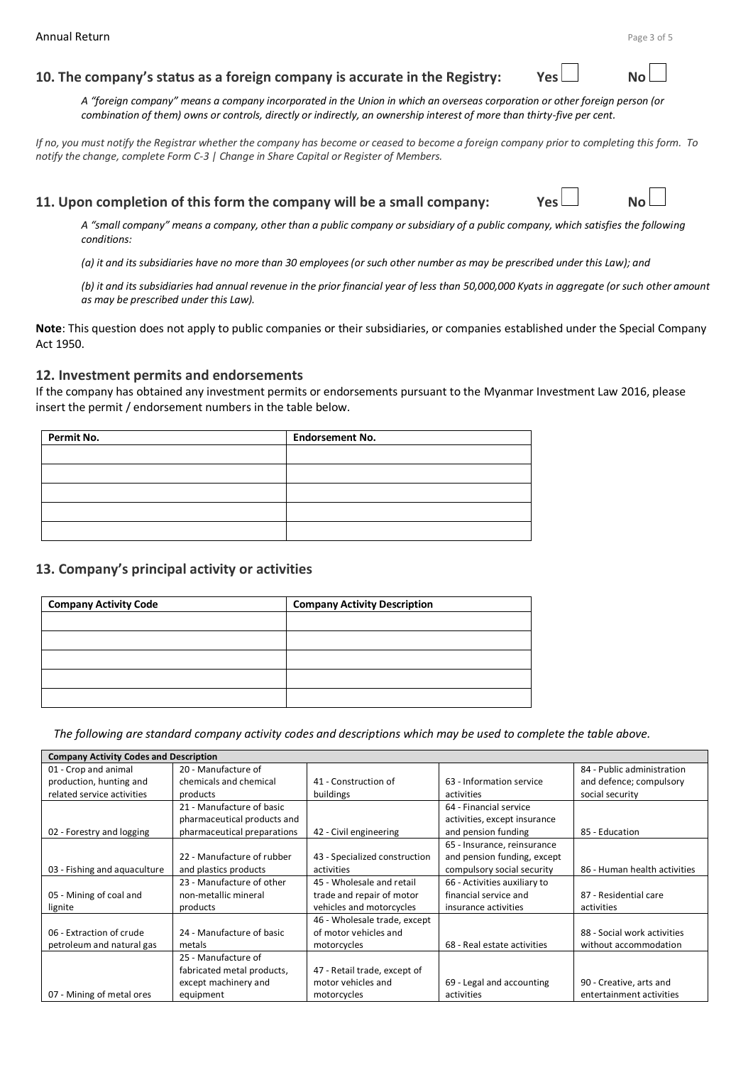## 10. The company's status as a foreign company is accurate in the Registry: Yes ☐ No ☐

*A "foreign company" means a company incorporated in the Union in which an overseas corporation or other foreign person (or combination of them) owns or controls, directly or indirectly, an ownership interest of more than thirty-five per cent.*

*If no, you must notify the Registrar whether the company has become or ceased to become a foreign company prior to completing this form. To notify the change, complete Form C-3 | Change in Share Capital or Register of Members.*

## 11. Upon completion of this form the company will be a small company: Yes ☐ No ☐

*A "small company" means a company, other than a public company or subsidiary of a public company, which satisfies the following conditions:*

*(a) it and its subsidiaries have no more than 30 employees (or such other number as may be prescribed under this Law); and*

*(b) it and its subsidiaries had annual revenue in the prior financial year of less than 50,000,000 Kyats in aggregate (or such other amount as may be prescribed under this Law).*

**Note**: This question does not apply to public companies or their subsidiaries, or companies established under the Special Company Act 1950.

## 12. Investment permits and endorsements

If the company has obtained any investment permits or endorsements pursuant to the Myanmar Investment Law 2016, please insert the permit / endorsement numbers in the table below.

| Permit No. | Endorsement No. |
|---|---|
| | |
| | |
| | |
| | |
| | |

## 13. Company's principal activity or activities

| Company Activity Code | Company Activity Description |
|---|---|
| | |
| | |
| | |
| | |
| | |

*The following are standard company activity codes and descriptions which may be used to complete the table above.*

| Company Activity Codes and Description | | | | |
|---|---|---|---|---|
| 01 - Crop and animal production, hunting and related service activities | 20 - Manufacture of chemicals and chemical products | 41 - Construction of buildings | 63 - Information service activities | 84 - Public administration and defence; compulsory social security |
| 02 - Forestry and logging | 21 - Manufacture of basic pharmaceutical products and pharmaceutical preparations | 42 - Civil engineering | 64 - Financial service activities, except insurance and pension funding | 85 - Education |
| 03 - Fishing and aquaculture | 22 - Manufacture of rubber and plastics products | 43 - Specialized construction activities | 65 - Insurance, reinsurance and pension funding, except compulsory social security | 86 - Human health activities |
| 05 - Mining of coal and lignite | 23 - Manufacture of other non-metallic mineral products | 45 - Wholesale and retail trade and repair of motor vehicles and motorcycles | 66 - Activities auxiliary to financial service and insurance activities | 87 - Residential care activities |
| 06 - Extraction of crude petroleum and natural gas | 24 - Manufacture of basic metals | 46 - Wholesale trade, except of motor vehicles and motorcycles | 68 - Real estate activities | 88 - Social work activities without accommodation |
| 07 - Mining of metal ores | 25 - Manufacture of fabricated metal products, except machinery and equipment | 47 - Retail trade, except of motor vehicles and motorcycles | 69 - Legal and accounting activities | 90 - Creative, arts and entertainment activities |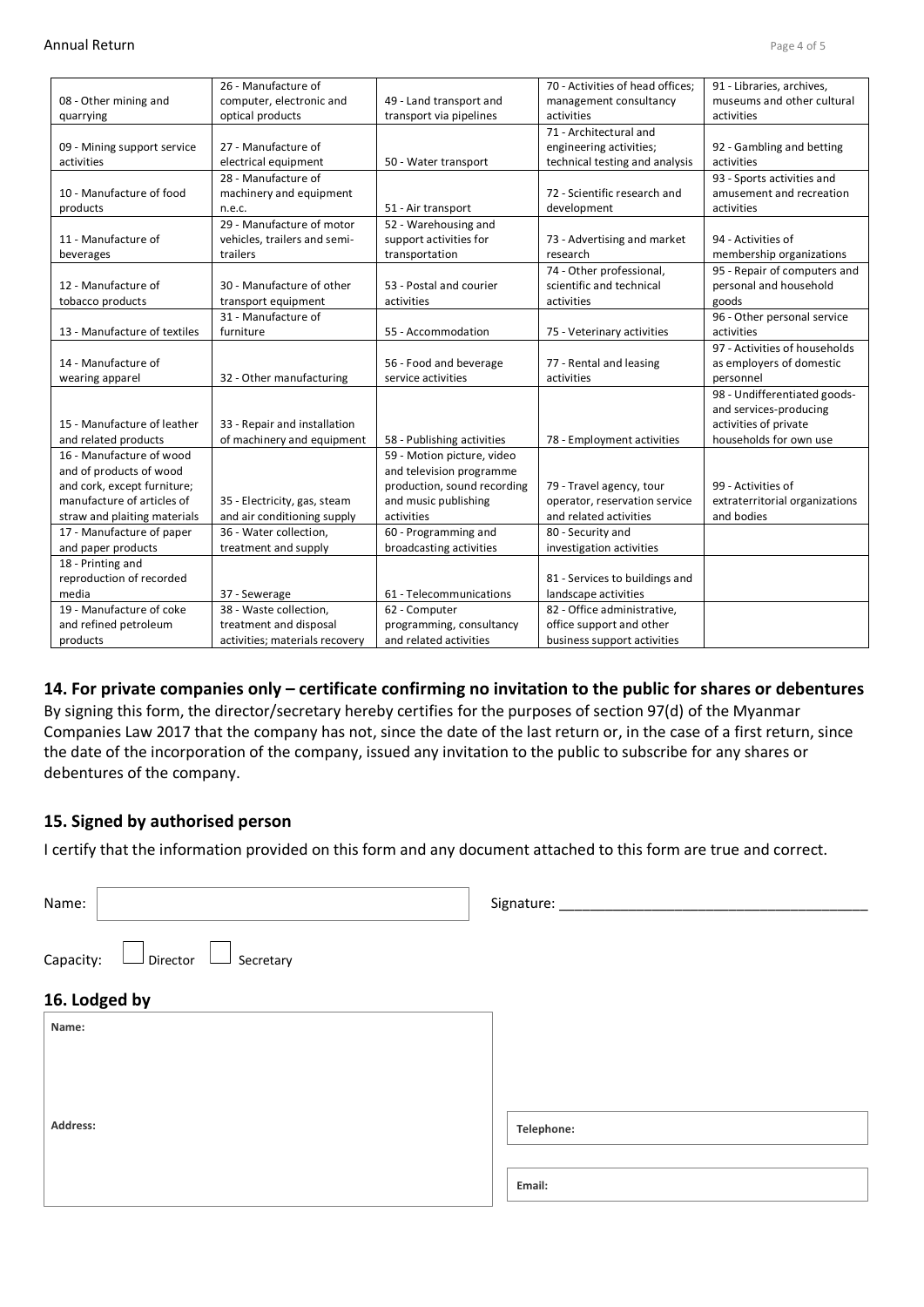| | | | | |
|---|---|---|---|---|
| 08 - Other mining and quarrying | 26 - Manufacture of computer, electronic and optical products | 49 - Land transport and transport via pipelines | 70 - Activities of head offices; management consultancy activities | 91 - Libraries, archives, museums and other cultural activities |
| 09 - Mining support service activities | 27 - Manufacture of electrical equipment | 50 - Water transport | 71 - Architectural and engineering activities; technical testing and analysis | 92 - Gambling and betting activities |
| 10 - Manufacture of food products | 28 - Manufacture of machinery and equipment n.e.c. | 51 - Air transport | 72 - Scientific research and development | 93 - Sports activities and amusement and recreation activities |
| 11 - Manufacture of beverages | 29 - Manufacture of motor vehicles, trailers and semi-trailers | 52 - Warehousing and support activities for transportation | 73 - Advertising and market research | 94 - Activities of membership organizations |
| 12 - Manufacture of tobacco products | 30 - Manufacture of other transport equipment | 53 - Postal and courier activities | 74 - Other professional, scientific and technical activities | 95 - Repair of computers and personal and household goods |
| 13 - Manufacture of textiles | 31 - Manufacture of furniture | 55 - Accommodation | 75 - Veterinary activities | 96 - Other personal service activities |
| 14 - Manufacture of wearing apparel | 32 - Other manufacturing | 56 - Food and beverage service activities | 77 - Rental and leasing activities | 97 - Activities of households as employers of domestic personnel |
| 15 - Manufacture of leather and related products | 33 - Repair and installation of machinery and equipment | 58 - Publishing activities | 78 - Employment activities | 98 - Undifferentiated goods- and services-producing activities of private households for own use |
| 16 - Manufacture of wood and of products of wood and cork, except furniture; manufacture of articles of straw and plaiting materials | 35 - Electricity, gas, steam and air conditioning supply | 59 - Motion picture, video and television programme production, sound recording and music publishing activities | 79 - Travel agency, tour operator, reservation service and related activities | 99 - Activities of extraterritorial organizations and bodies |
| 17 - Manufacture of paper and paper products | 36 - Water collection, treatment and supply | 60 - Programming and broadcasting activities | 80 - Security and investigation activities | |
| 18 - Printing and reproduction of recorded media | 37 - Sewerage | 61 - Telecommunications | 81 - Services to buildings and landscape activities | |
| 19 - Manufacture of coke and refined petroleum products | 38 - Waste collection, treatment and disposal activities; materials recovery | 62 - Computer programming, consultancy and related activities | 82 - Office administrative, office support and other business support activities | |

## 14. For private companies only – certificate confirming no invitation to the public for shares or debentures

By signing this form, the director/secretary hereby certifies for the purposes of section 97(d) of the Myanmar Companies Law 2017 that the company has not, since the date of the last return or, in the case of a first return, since the date of the incorporation of the company, issued any invitation to the public to subscribe for any shares or debentures of the company.

## 15. Signed by authorised person

I certify that the information provided on this form and any document attached to this form are true and correct.

Name: 

Signature: ______________________________________

Capacity: ☐ Director ☐ Secretary

## 16. Lodged by

**Name:**

**Address:**

**Telephone:**

**Email:**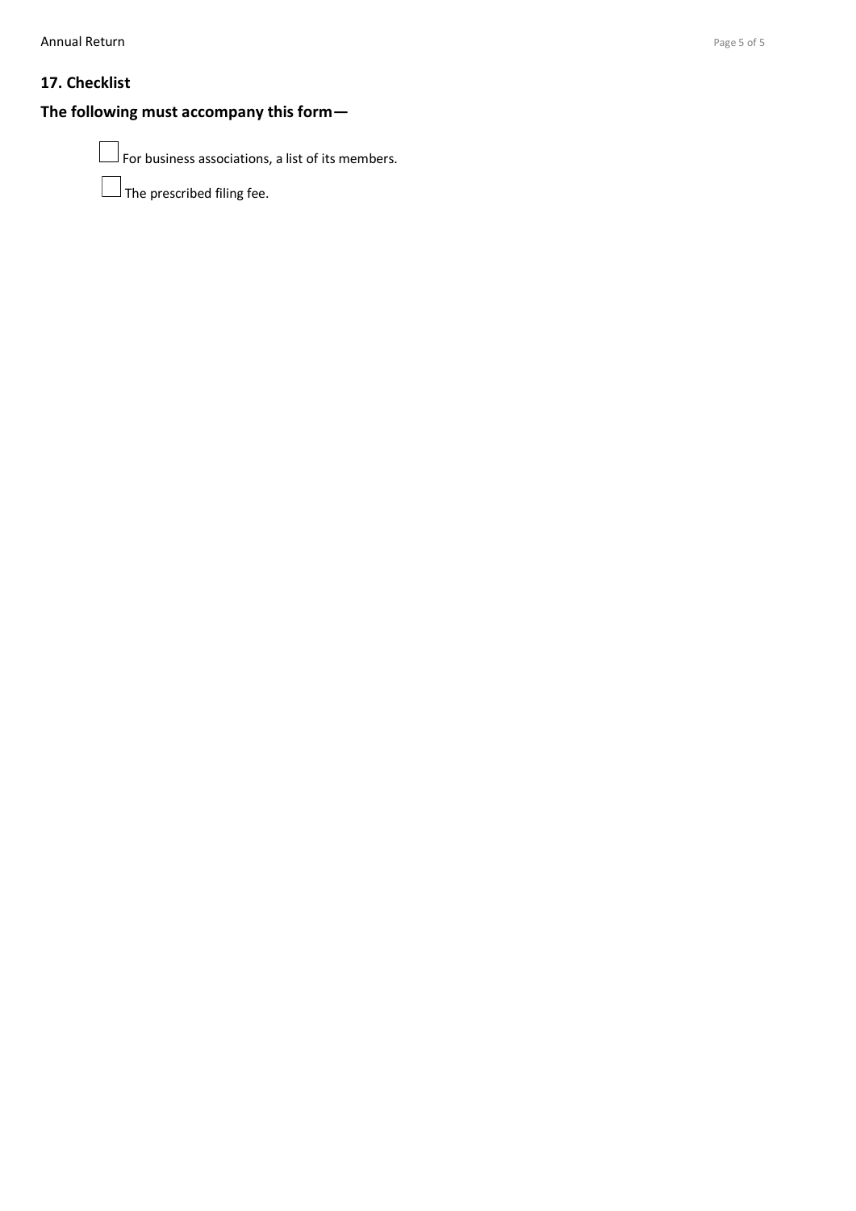## 17. Checklist

## The following must accompany this form—

- [ ] For business associations, a list of its members.
- [ ] The prescribed filing fee.